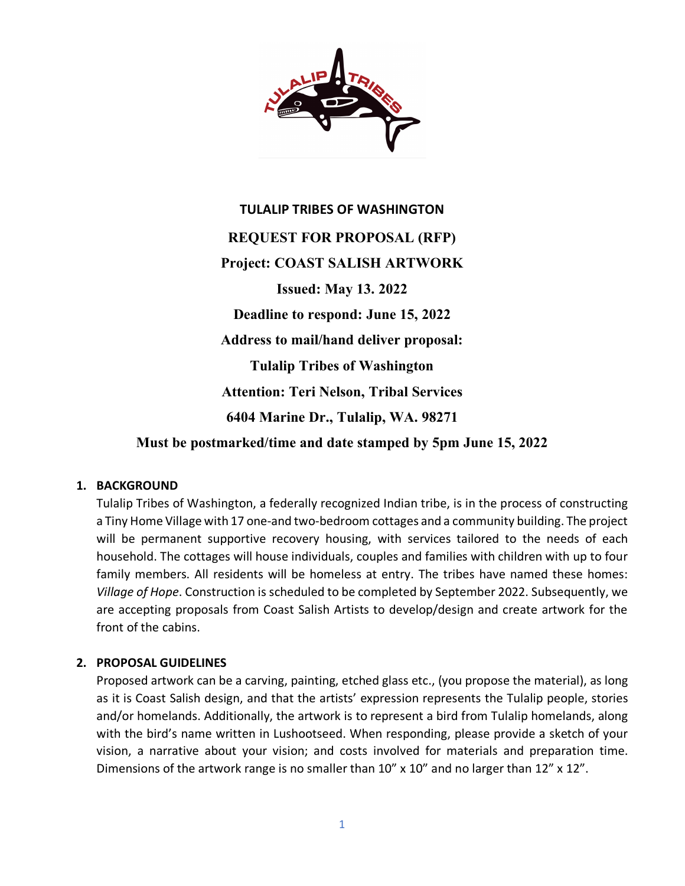# TULALIP TRIBES OF WASHINGTON

**REQUEST FOR PROPOSAL (RFP)**

**Project: COAST SALISH ARTWORK**

**Issued: May 13. 2022**

**Deadline to respond: June 15, 2022**

**Address to mail/hand deliver proposal:**

**Tulalip Tribes of Washington**

**Attention: Teri Nelson, Tribal Services**

**6404 Marine Dr., Tulalip, WA. 98271**

**Must be postmarked/time and date stamped by 5pm June 15, 2022**

## 1. BACKGROUND

Tulalip Tribes of Washington, a federally recognized Indian tribe, is in the process of constructing a Tiny Home Village with 17 one-and two-bedroom cottages and a community building. The project will be permanent supportive recovery housing, with services tailored to the needs of each household. The cottages will house individuals, couples and families with children with up to four family members. All residents will be homeless at entry. The tribes have named these homes: *Village of Hope*. Construction is scheduled to be completed by September 2022. Subsequently, we are accepting proposals from Coast Salish Artists to develop/design and create artwork for the front of the cabins.

## 2. PROPOSAL GUIDELINES

Proposed artwork can be a carving, painting, etched glass etc., (you propose the material), as long as it is Coast Salish design, and that the artists' expression represents the Tulalip people, stories and/or homelands. Additionally, the artwork is to represent a bird from Tulalip homelands, along with the bird's name written in Lushootseed. When responding, please provide a sketch of your vision, a narrative about your vision; and costs involved for materials and preparation time. Dimensions of the artwork range is no smaller than 10" x 10" and no larger than 12" x 12".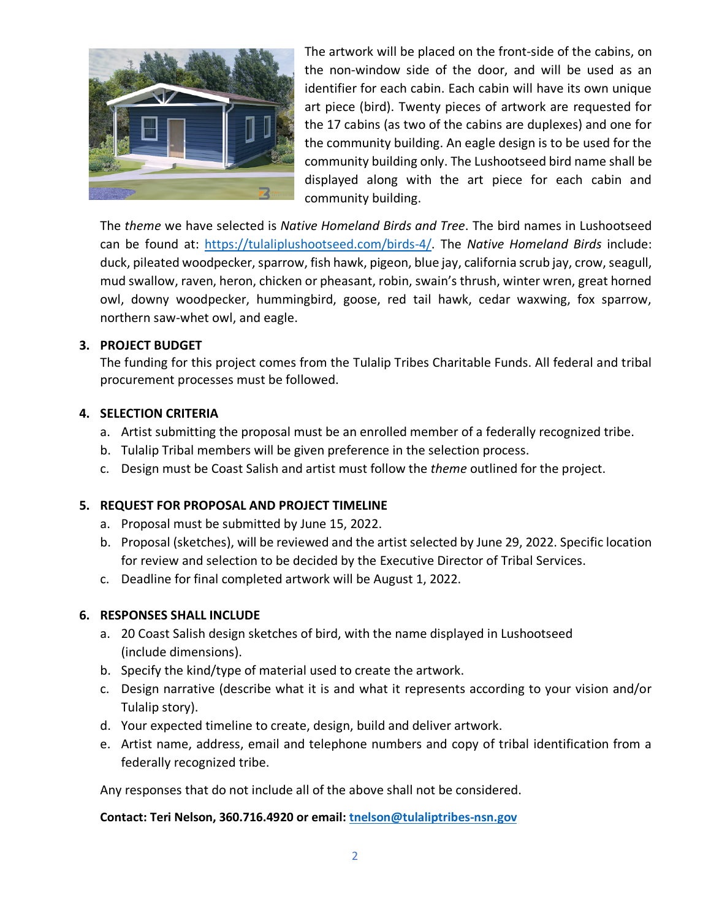The artwork will be placed on the front-side of the cabins, on the non-window side of the door, and will be used as an identifier for each cabin. Each cabin will have its own unique art piece (bird). Twenty pieces of artwork are requested for the 17 cabins (as two of the cabins are duplexes) and one for the community building. An eagle design is to be used for the community building only. The Lushootseed bird name shall be displayed along with the art piece for each cabin and community building.

The *theme* we have selected is *Native Homeland Birds and Tree*. The bird names in Lushootseed can be found at: https://tulaliplushootseed.com/birds-4/. The *Native Homeland Birds* include: duck, pileated woodpecker, sparrow, fish hawk, pigeon, blue jay, california scrub jay, crow, seagull, mud swallow, raven, heron, chicken or pheasant, robin, swain's thrush, winter wren, great horned owl, downy woodpecker, hummingbird, goose, red tail hawk, cedar waxwing, fox sparrow, northern saw-whet owl, and eagle.

## 3. PROJECT BUDGET

The funding for this project comes from the Tulalip Tribes Charitable Funds. All federal and tribal procurement processes must be followed.

## 4. SELECTION CRITERIA

a. Artist submitting the proposal must be an enrolled member of a federally recognized tribe.
b. Tulalip Tribal members will be given preference in the selection process.
c. Design must be Coast Salish and artist must follow the *theme* outlined for the project.

## 5. REQUEST FOR PROPOSAL AND PROJECT TIMELINE

a. Proposal must be submitted by June 15, 2022.
b. Proposal (sketches), will be reviewed and the artist selected by June 29, 2022. Specific location for review and selection to be decided by the Executive Director of Tribal Services.
c. Deadline for final completed artwork will be August 1, 2022.

## 6. RESPONSES SHALL INCLUDE

a. 20 Coast Salish design sketches of bird, with the name displayed in Lushootseed (include dimensions).
b. Specify the kind/type of material used to create the artwork.
c. Design narrative (describe what it is and what it represents according to your vision and/or Tulalip story).
d. Your expected timeline to create, design, build and deliver artwork.
e. Artist name, address, email and telephone numbers and copy of tribal identification from a federally recognized tribe.

Any responses that do not include all of the above shall not be considered.

**Contact: Teri Nelson, 360.716.4920 or email: tnelson@tulaliptribes-nsn.gov**